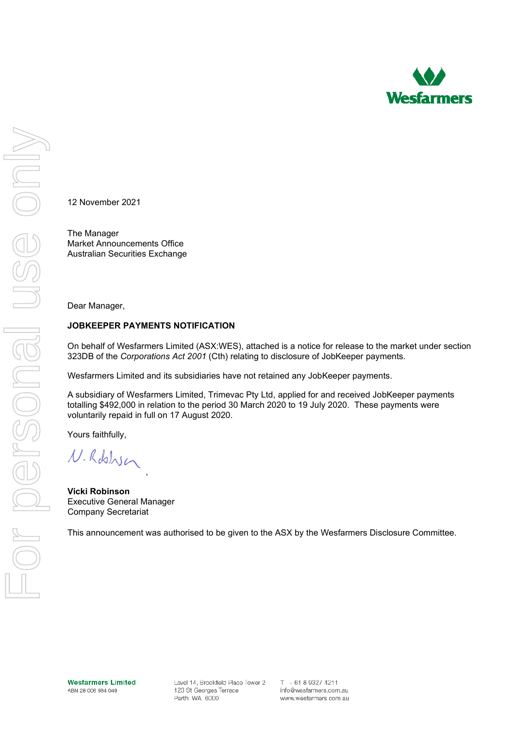12 November 2021

The Manager
Market Announcements Office
Australian Securities Exchange

Dear Manager,

**JOBKEEPER PAYMENTS NOTIFICATION**

On behalf of Wesfarmers Limited (ASX:WES), attached is a notice for release to the market under section 323DB of the *Corporations Act 2001* (Cth) relating to disclosure of JobKeeper payments.

Wesfarmers Limited and its subsidiaries have not retained any JobKeeper payments.

A subsidiary of Wesfarmers Limited, Trimevac Pty Ltd, applied for and received JobKeeper payments totalling $492,000 in relation to the period 30 March 2020 to 19 July 2020. These payments were voluntarily repaid in full on 17 August 2020.

Yours faithfully,

**Vicki Robinson**
Executive General Manager
Company Secretariat

This announcement was authorised to be given to the ASX by the Wesfarmers Disclosure Committee.

**Wesfarmers Limited**
ABN 28 008 984 049

Level 14, Brookfield Place Tower 2
123 St Georges Terrace
Perth WA 6000

T + 61 8 9327 4211
info@wesfarmers.com.au
www.wesfarmers.com.au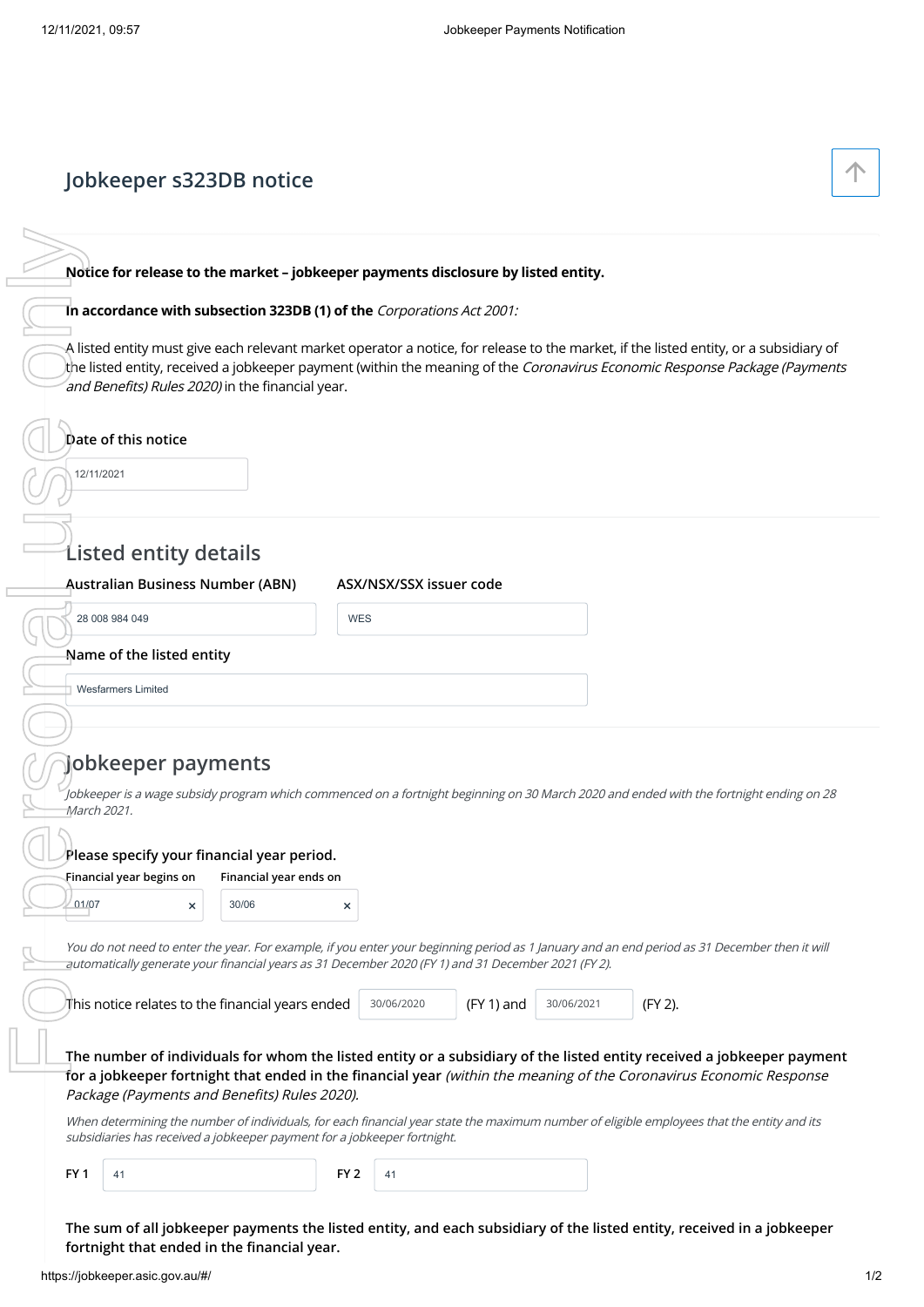## Jobkeeper s323DB notice

**Notice for release to the market – jobkeeper payments disclosure by listed entity.**

**In accordance with subsection 323DB (1) of the** *Corporations Act 2001:*

A listed entity must give each relevant market operator a notice, for release to the market, if the listed entity, or a subsidiary of the listed entity, received a jobkeeper payment (within the meaning of the *Coronavirus Economic Response Package (Payments and Benefits) Rules 2020)* in the financial year.

**Date of this notice**

12/11/2021

## Listed entity details

**Australian Business Number (ABN)**

28 008 984 049

**ASX/NSX/SSX issuer code**

WES

**Name of the listed entity**

Wesfarmers Limited

## Jobkeeper payments

*Jobkeeper is a wage subsidy program which commenced on a fortnight beginning on 30 March 2020 and ended with the fortnight ending on 28 March 2021.*

**Please specify your financial year period.**

**Financial year begins on** 01/07

**Financial year ends on** 30/06

*You do not need to enter the year. For example, if you enter your beginning period as 1 January and an end period as 31 December then it will automatically generate your financial years as 31 December 2020 (FY 1) and 31 December 2021 (FY 2).*

This notice relates to the financial years ended 30/06/2020 (FY 1) and 30/06/2021 (FY 2).

**The number of individuals for whom the listed entity or a subsidiary of the listed entity received a jobkeeper payment for a jobkeeper fortnight that ended in the financial year** *(within the meaning of the Coronavirus Economic Response Package (Payments and Benefits) Rules 2020).*

*When determining the number of individuals, for each financial year state the maximum number of eligible employees that the entity and its subsidiaries has received a jobkeeper payment for a jobkeeper fortnight.*

**FY 1** 41

**FY 2** 41

**The sum of all jobkeeper payments the listed entity, and each subsidiary of the listed entity, received in a jobkeeper fortnight that ended in the financial year.**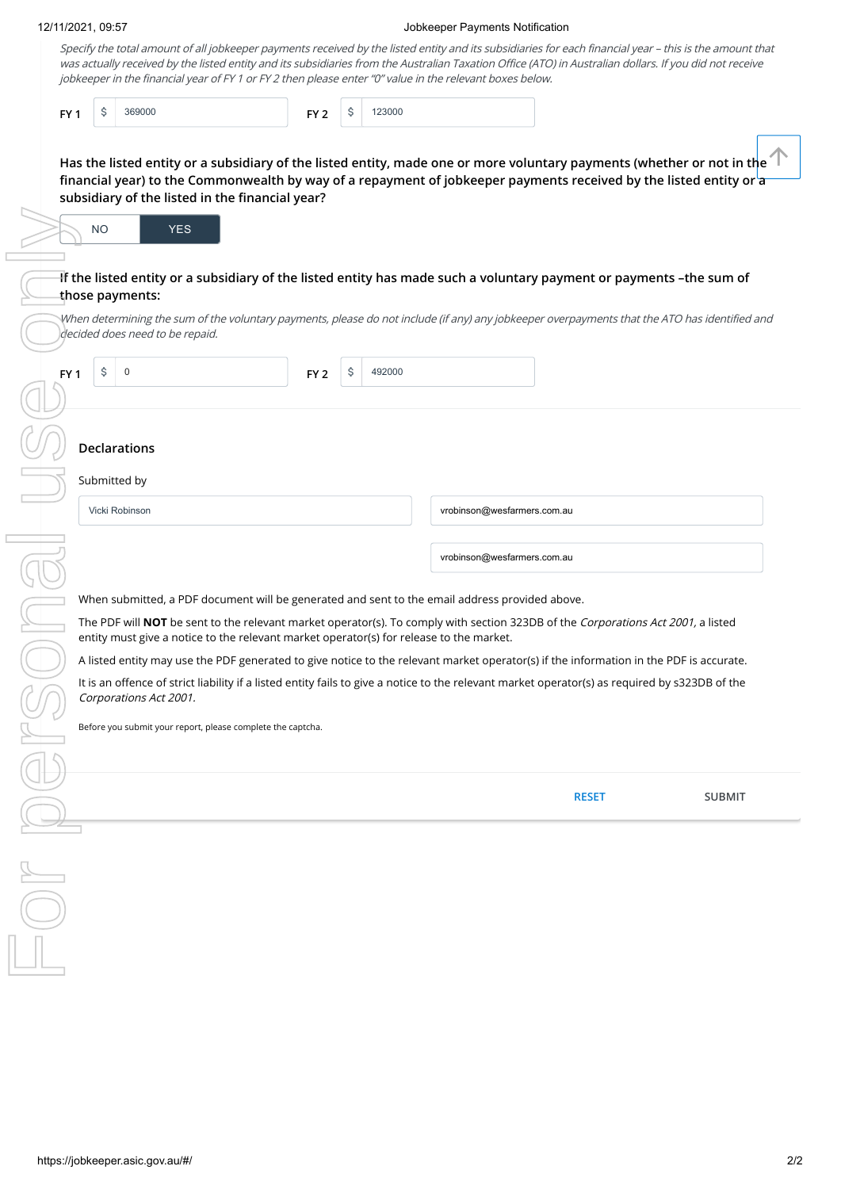*Specify the total amount of all jobkeeper payments received by the listed entity and its subsidiaries for each financial year – this is the amount that was actually received by the listed entity and its subsidiaries from the Australian Taxation Office (ATO) in Australian dollars. If you did not receive jobkeeper in the financial year of FY 1 or FY 2 then please enter "0" value in the relevant boxes below.*

**FY 1** $ 369000

**FY 2** $ 123000

**Has the listed entity or a subsidiary of the listed entity, made one or more voluntary payments (whether or not in the financial year) to the Commonwealth by way of a repayment of jobkeeper payments received by the listed entity or a subsidiary of the listed in the financial year?**

NO | **YES**

**If the listed entity or a subsidiary of the listed entity has made such a voluntary payment or payments –the sum of those payments:**

*When determining the sum of the voluntary payments, please do not include (if any) any jobkeeper overpayments that the ATO has identified and decided does need to be repaid.*

**FY 1** $ 0

**FY 2** $ 492000

## Declarations

Submitted by

Vicki Robinson

vrobinson@wesfarmers.com.au

vrobinson@wesfarmers.com.au

When submitted, a PDF document will be generated and sent to the email address provided above.

The PDF will **NOT** be sent to the relevant market operator(s). To comply with section 323DB of the *Corporations Act 2001*, a listed entity must give a notice to the relevant market operator(s) for release to the market.

A listed entity may use the PDF generated to give notice to the relevant market operator(s) if the information in the PDF is accurate.

It is an offence of strict liability if a listed entity fails to give a notice to the relevant market operator(s) as required by s323DB of the *Corporations Act 2001*.

Before you submit your report, please complete the captcha.

RESET SUBMIT